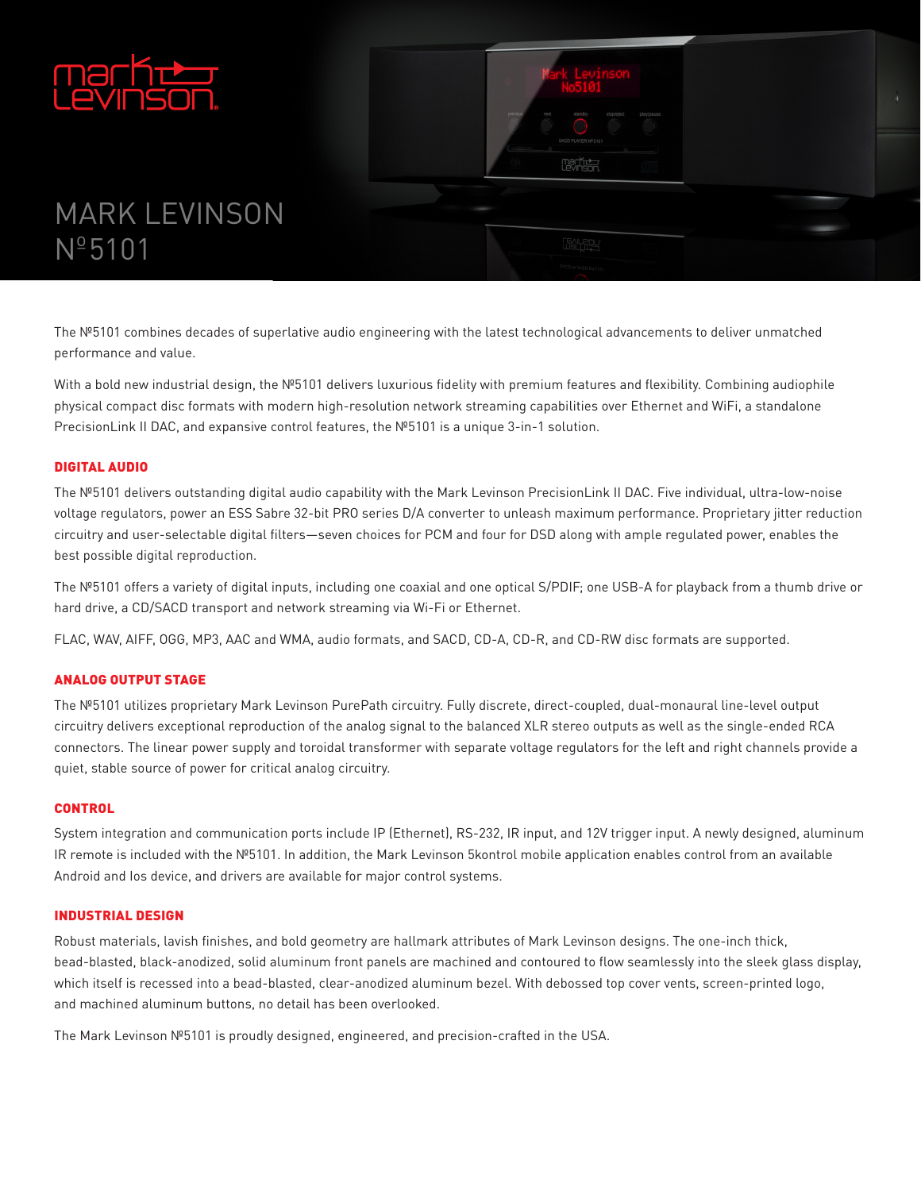# MARK LEVINSON Nº5101

The Nº5101 combines decades of superlative audio engineering with the latest technological advancements to deliver unmatched performance and value.

With a bold new industrial design, the Nº5101 delivers luxurious fidelity with premium features and flexibility. Combining audiophile physical compact disc formats with modern high-resolution network streaming capabilities over Ethernet and WiFi, a standalone PrecisionLink II DAC, and expansive control features, the Nº5101 is a unique 3-in-1 solution.

## DIGITAL AUDIO

The Nº5101 delivers outstanding digital audio capability with the Mark Levinson PrecisionLink II DAC. Five individual, ultra-low-noise voltage regulators, power an ESS Sabre 32-bit PRO series D/A converter to unleash maximum performance. Proprietary jitter reduction circuitry and user-selectable digital filters—seven choices for PCM and four for DSD along with ample regulated power, enables the best possible digital reproduction.

The Nº5101 offers a variety of digital inputs, including one coaxial and one optical S/PDIF; one USB-A for playback from a thumb drive or hard drive, a CD/SACD transport and network streaming via Wi-Fi or Ethernet.

FLAC, WAV, AIFF, OGG, MP3, AAC and WMA, audio formats, and SACD, CD-A, CD-R, and CD-RW disc formats are supported.

## ANALOG OUTPUT STAGE

The Nº5101 utilizes proprietary Mark Levinson PurePath circuitry. Fully discrete, direct-coupled, dual-monaural line-level output circuitry delivers exceptional reproduction of the analog signal to the balanced XLR stereo outputs as well as the single-ended RCA connectors. The linear power supply and toroidal transformer with separate voltage regulators for the left and right channels provide a quiet, stable source of power for critical analog circuitry.

## CONTROL

System integration and communication ports include IP (Ethernet), RS-232, IR input, and 12V trigger input. A newly designed, aluminum IR remote is included with the Nº5101. In addition, the Mark Levinson 5kontrol mobile application enables control from an available Android and Ios device, and drivers are available for major control systems.

## INDUSTRIAL DESIGN

Robust materials, lavish finishes, and bold geometry are hallmark attributes of Mark Levinson designs. The one-inch thick, bead-blasted, black-anodized, solid aluminum front panels are machined and contoured to flow seamlessly into the sleek glass display, which itself is recessed into a bead-blasted, clear-anodized aluminum bezel. With debossed top cover vents, screen-printed logo, and machined aluminum buttons, no detail has been overlooked.

The Mark Levinson Nº5101 is proudly designed, engineered, and precision-crafted in the USA.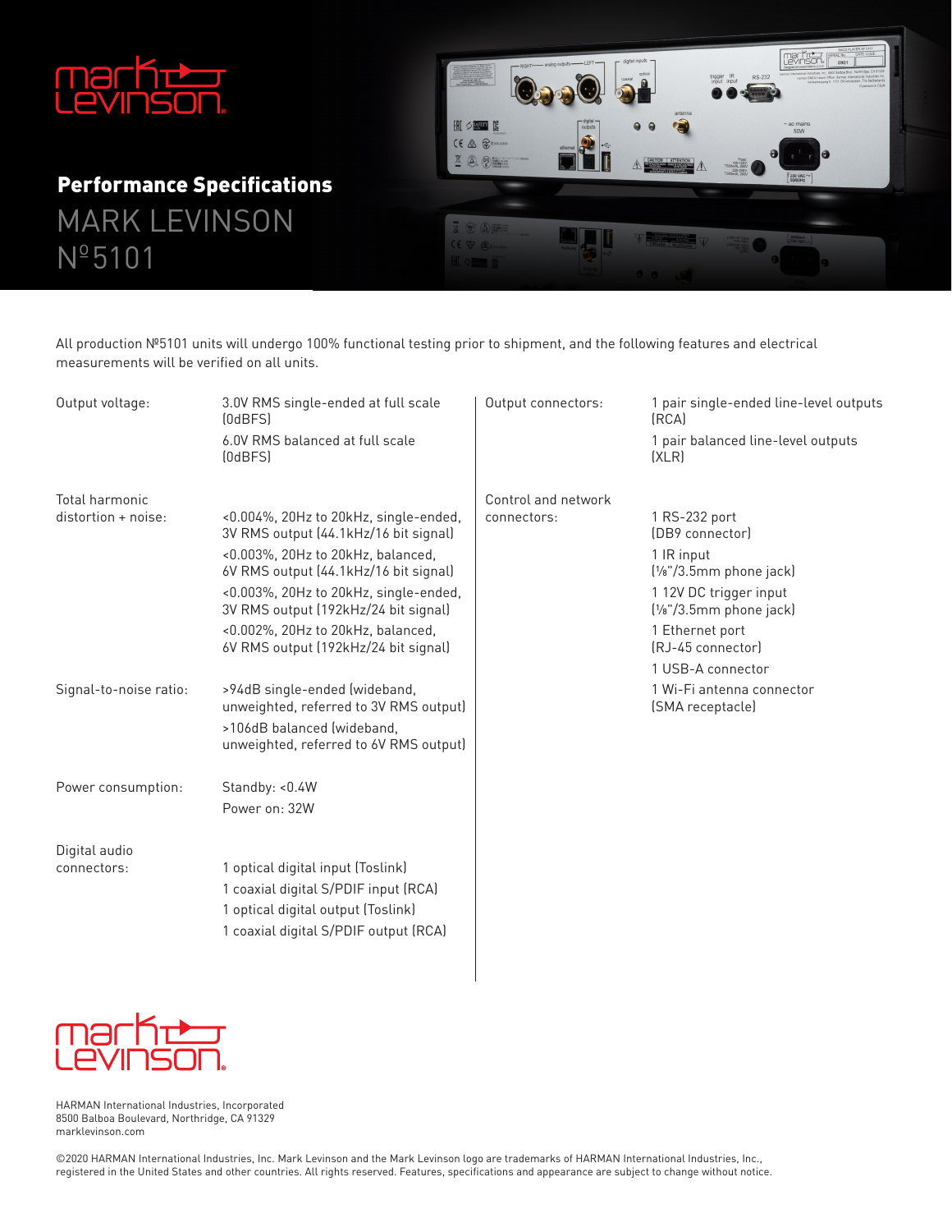## Performance Specifications

# MARK LEVINSON Nº5101

All production Nº5101 units will undergo 100% functional testing prior to shipment, and the following features and electrical measurements will be verified on all units.

| | |
|---|---|
| Output voltage: | 3.0V RMS single-ended at full scale (0dBFS)<br>6.0V RMS balanced at full scale (0dBFS) |
| Total harmonic distortion + noise: | <0.004%, 20Hz to 20kHz, single-ended, 3V RMS output (44.1kHz/16 bit signal)<br><0.003%, 20Hz to 20kHz, balanced, 6V RMS output (44.1kHz/16 bit signal)<br><0.003%, 20Hz to 20kHz, single-ended, 3V RMS output (192kHz/24 bit signal)<br><0.002%, 20Hz to 20kHz, balanced, 6V RMS output (192kHz/24 bit signal) |
| Signal-to-noise ratio: | >94dB single-ended (wideband, unweighted, referred to 3V RMS output)<br>>106dB balanced (wideband, unweighted, referred to 6V RMS output) |
| Power consumption: | Standby: <0.4W<br>Power on: 32W |
| Digital audio connectors: | 1 optical digital input (Toslink)<br>1 coaxial digital S/PDIF input (RCA)<br>1 optical digital output (Toslink)<br>1 coaxial digital S/PDIF output (RCA) |
| Output connectors: | 1 pair single-ended line-level outputs (RCA)<br>1 pair balanced line-level outputs (XLR) |
| Control and network connectors: | 1 RS-232 port (DB9 connector)<br>1 IR input (⅛"/3.5mm phone jack)<br>1 12V DC trigger input (⅛"/3.5mm phone jack)<br>1 Ethernet port (RJ-45 connector)<br>1 USB-A connector<br>1 Wi-Fi antenna connector (SMA receptacle) |

HARMAN International Industries, Incorporated
8500 Balboa Boulevard, Northridge, CA 91329
marklevinson.com

©2020 HARMAN International Industries, Inc. Mark Levinson and the Mark Levinson logo are trademarks of HARMAN International Industries, Inc., registered in the United States and other countries. All rights reserved. Features, specifications and appearance are subject to change without notice.